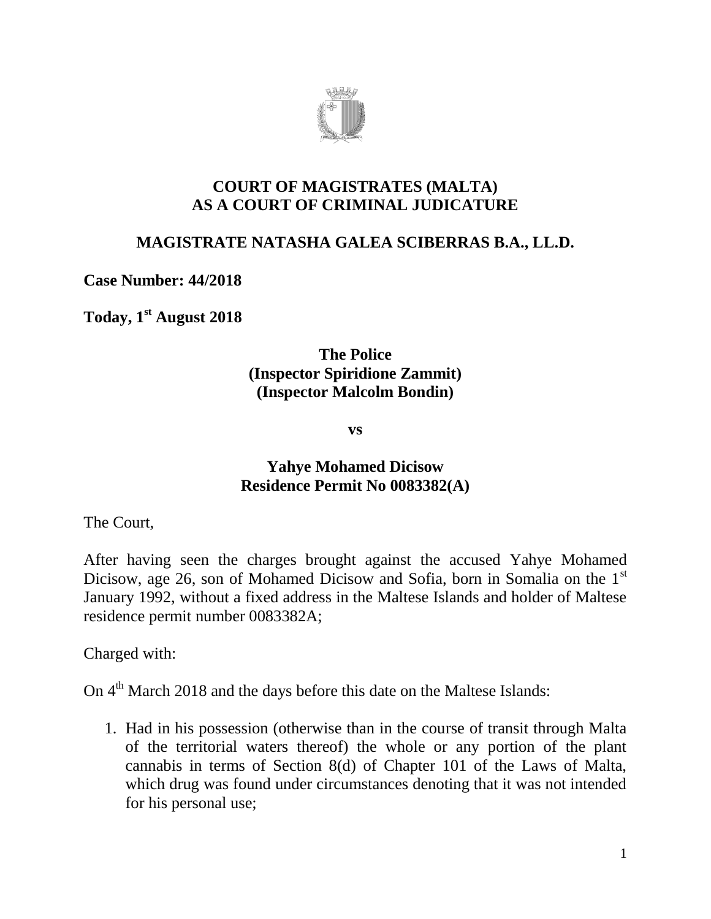## COURT OF MAGISTRATES (MALTA)
## AS A COURT OF CRIMINAL JUDICATURE

### MAGISTRATE NATASHA GALEA SCIBERRAS B.A., LL.D.

**Case Number: 44/2018**

**Today, 1st August 2018**

**The Police**
**(Inspector Spiridione Zammit)**
**(Inspector Malcolm Bondin)**

**vs**

**Yahye Mohamed Dicisow**
**Residence Permit No 0083382(A)**

The Court,

After having seen the charges brought against the accused Yahye Mohamed Dicisow, age 26, son of Mohamed Dicisow and Sofia, born in Somalia on the 1st January 1992, without a fixed address in the Maltese Islands and holder of Maltese residence permit number 0083382A;

Charged with:

On 4th March 2018 and the days before this date on the Maltese Islands:

1. Had in his possession (otherwise than in the course of transit through Malta of the territorial waters thereof) the whole or any portion of the plant cannabis in terms of Section 8(d) of Chapter 101 of the Laws of Malta, which drug was found under circumstances denoting that it was not intended for his personal use;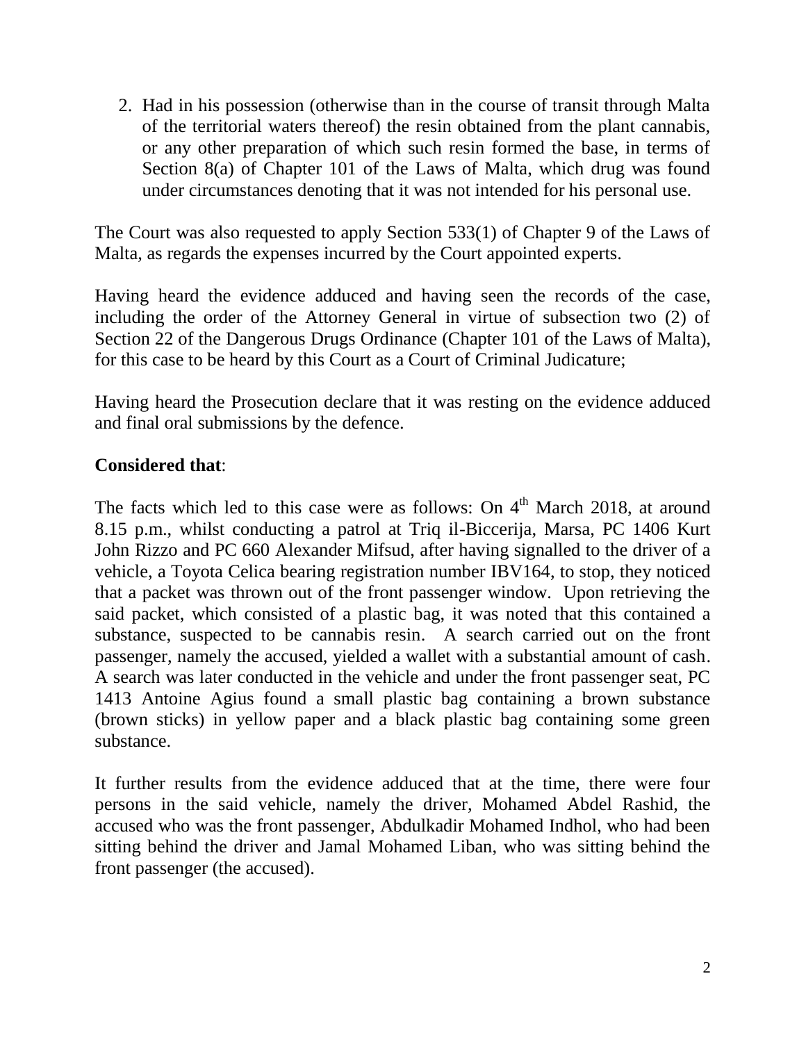2. Had in his possession (otherwise than in the course of transit through Malta of the territorial waters thereof) the resin obtained from the plant cannabis, or any other preparation of which such resin formed the base, in terms of Section 8(a) of Chapter 101 of the Laws of Malta, which drug was found under circumstances denoting that it was not intended for his personal use.

The Court was also requested to apply Section 533(1) of Chapter 9 of the Laws of Malta, as regards the expenses incurred by the Court appointed experts.

Having heard the evidence adduced and having seen the records of the case, including the order of the Attorney General in virtue of subsection two (2) of Section 22 of the Dangerous Drugs Ordinance (Chapter 101 of the Laws of Malta), for this case to be heard by this Court as a Court of Criminal Judicature;

Having heard the Prosecution declare that it was resting on the evidence adduced and final oral submissions by the defence.

**Considered that**:

The facts which led to this case were as follows: On 4th March 2018, at around 8.15 p.m., whilst conducting a patrol at Triq il-Biccerija, Marsa, PC 1406 Kurt John Rizzo and PC 660 Alexander Mifsud, after having signalled to the driver of a vehicle, a Toyota Celica bearing registration number IBV164, to stop, they noticed that a packet was thrown out of the front passenger window. Upon retrieving the said packet, which consisted of a plastic bag, it was noted that this contained a substance, suspected to be cannabis resin. A search carried out on the front passenger, namely the accused, yielded a wallet with a substantial amount of cash. A search was later conducted in the vehicle and under the front passenger seat, PC 1413 Antoine Agius found a small plastic bag containing a brown substance (brown sticks) in yellow paper and a black plastic bag containing some green substance.

It further results from the evidence adduced that at the time, there were four persons in the said vehicle, namely the driver, Mohamed Abdel Rashid, the accused who was the front passenger, Abdulkadir Mohamed Indhol, who had been sitting behind the driver and Jamal Mohamed Liban, who was sitting behind the front passenger (the accused).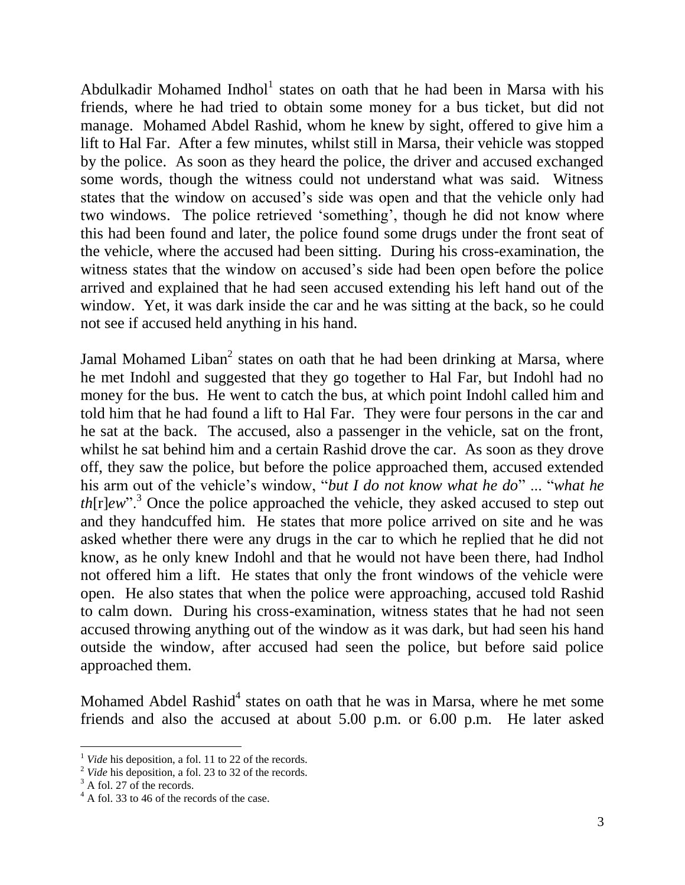Abdulkadir Mohamed Indhol[1] states on oath that he had been in Marsa with his friends, where he had tried to obtain some money for a bus ticket, but did not manage. Mohamed Abdel Rashid, whom he knew by sight, offered to give him a lift to Hal Far. After a few minutes, whilst still in Marsa, their vehicle was stopped by the police. As soon as they heard the police, the driver and accused exchanged some words, though the witness could not understand what was said. Witness states that the window on accused's side was open and that the vehicle only had two windows. The police retrieved 'something', though he did not know where this had been found and later, the police found some drugs under the front seat of the vehicle, where the accused had been sitting. During his cross-examination, the witness states that the window on accused's side had been open before the police arrived and explained that he had seen accused extending his left hand out of the window. Yet, it was dark inside the car and he was sitting at the back, so he could not see if accused held anything in his hand.

Jamal Mohamed Liban[2] states on oath that he had been drinking at Marsa, where he met Indohl and suggested that they go together to Hal Far, but Indohl had no money for the bus. He went to catch the bus, at which point Indohl called him and told him that he had found a lift to Hal Far. They were four persons in the car and he sat at the back. The accused, also a passenger in the vehicle, sat on the front, whilst he sat behind him and a certain Rashid drove the car. As soon as they drove off, they saw the police, but before the police approached them, accused extended his arm out of the vehicle's window, "*but I do not know what he do*" ... "*what he th*[r]*ew*".[3] Once the police approached the vehicle, they asked accused to step out and they handcuffed him. He states that more police arrived on site and he was asked whether there were any drugs in the car to which he replied that he did not know, as he only knew Indohl and that he would not have been there, had Indhol not offered him a lift. He states that only the front windows of the vehicle were open. He also states that when the police were approaching, accused told Rashid to calm down. During his cross-examination, witness states that he had not seen accused throwing anything out of the window as it was dark, but had seen his hand outside the window, after accused had seen the police, but before said police approached them.

Mohamed Abdel Rashid[4] states on oath that he was in Marsa, where he met some friends and also the accused at about 5.00 p.m. or 6.00 p.m. He later asked

---

[1] *Vide* his deposition, a fol. 11 to 22 of the records.

[2] *Vide* his deposition, a fol. 23 to 32 of the records.

[3] A fol. 27 of the records.

[4] A fol. 33 to 46 of the records of the case.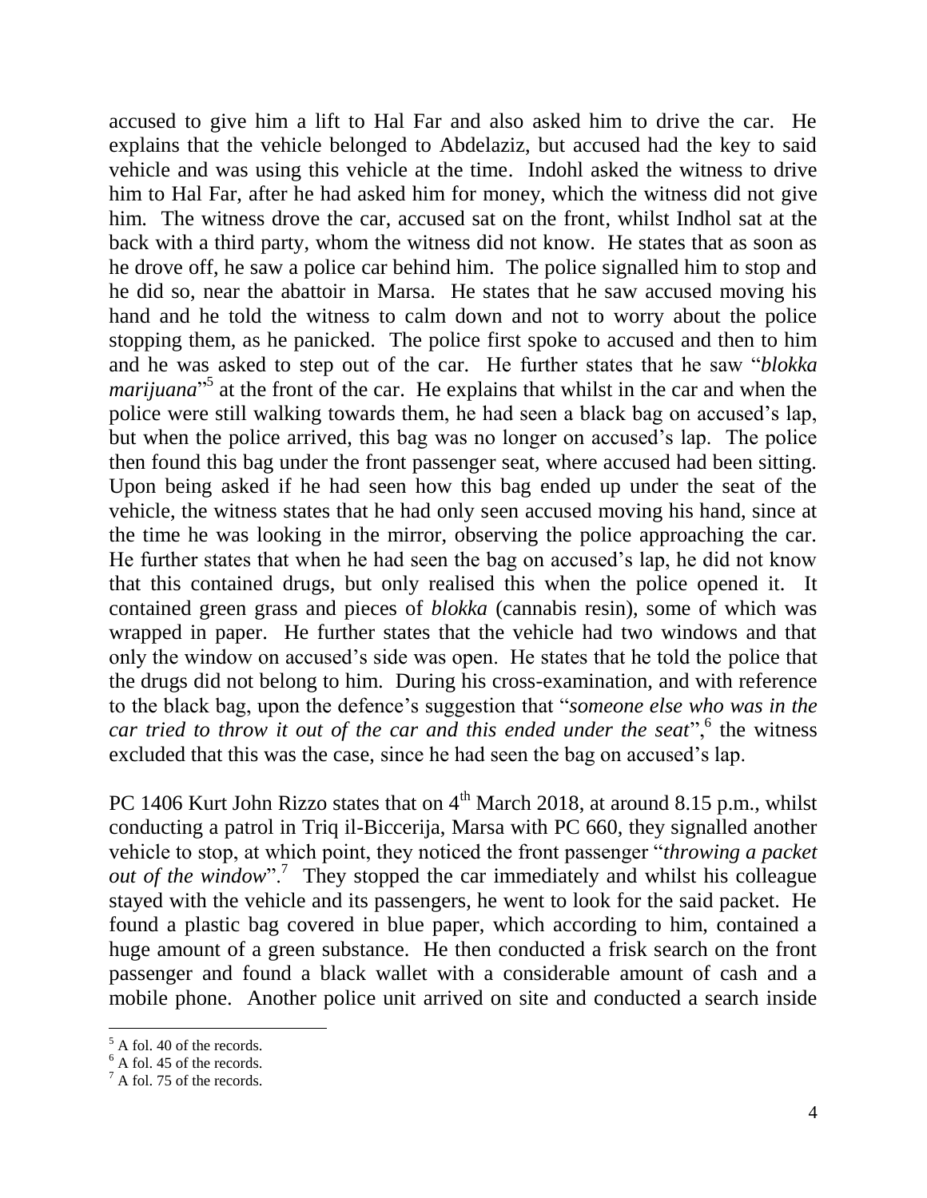accused to give him a lift to Hal Far and also asked him to drive the car. He explains that the vehicle belonged to Abdelaziz, but accused had the key to said vehicle and was using this vehicle at the time. Indohl asked the witness to drive him to Hal Far, after he had asked him for money, which the witness did not give him. The witness drove the car, accused sat on the front, whilst Indhol sat at the back with a third party, whom the witness did not know. He states that as soon as he drove off, he saw a police car behind him. The police signalled him to stop and he did so, near the abattoir in Marsa. He states that he saw accused moving his hand and he told the witness to calm down and not to worry about the police stopping them, as he panicked. The police first spoke to accused and then to him and he was asked to step out of the car. He further states that he saw "*blokka marijuana*"[5] at the front of the car. He explains that whilst in the car and when the police were still walking towards them, he had seen a black bag on accused's lap, but when the police arrived, this bag was no longer on accused's lap. The police then found this bag under the front passenger seat, where accused had been sitting. Upon being asked if he had seen how this bag ended up under the seat of the vehicle, the witness states that he had only seen accused moving his hand, since at the time he was looking in the mirror, observing the police approaching the car. He further states that when he had seen the bag on accused's lap, he did not know that this contained drugs, but only realised this when the police opened it. It contained green grass and pieces of *blokka* (cannabis resin), some of which was wrapped in paper. He further states that the vehicle had two windows and that only the window on accused's side was open. He states that he told the police that the drugs did not belong to him. During his cross-examination, and with reference to the black bag, upon the defence's suggestion that "*someone else who was in the car tried to throw it out of the car and this ended under the seat*",[6] the witness excluded that this was the case, since he had seen the bag on accused's lap.

PC 1406 Kurt John Rizzo states that on 4th March 2018, at around 8.15 p.m., whilst conducting a patrol in Triq il-Biccerija, Marsa with PC 660, they signalled another vehicle to stop, at which point, they noticed the front passenger "*throwing a packet out of the window*".[7] They stopped the car immediately and whilst his colleague stayed with the vehicle and its passengers, he went to look for the said packet. He found a plastic bag covered in blue paper, which according to him, contained a huge amount of a green substance. He then conducted a frisk search on the front passenger and found a black wallet with a considerable amount of cash and a mobile phone. Another police unit arrived on site and conducted a search inside

---

[5] A fol. 40 of the records.
[6] A fol. 45 of the records.
[7] A fol. 75 of the records.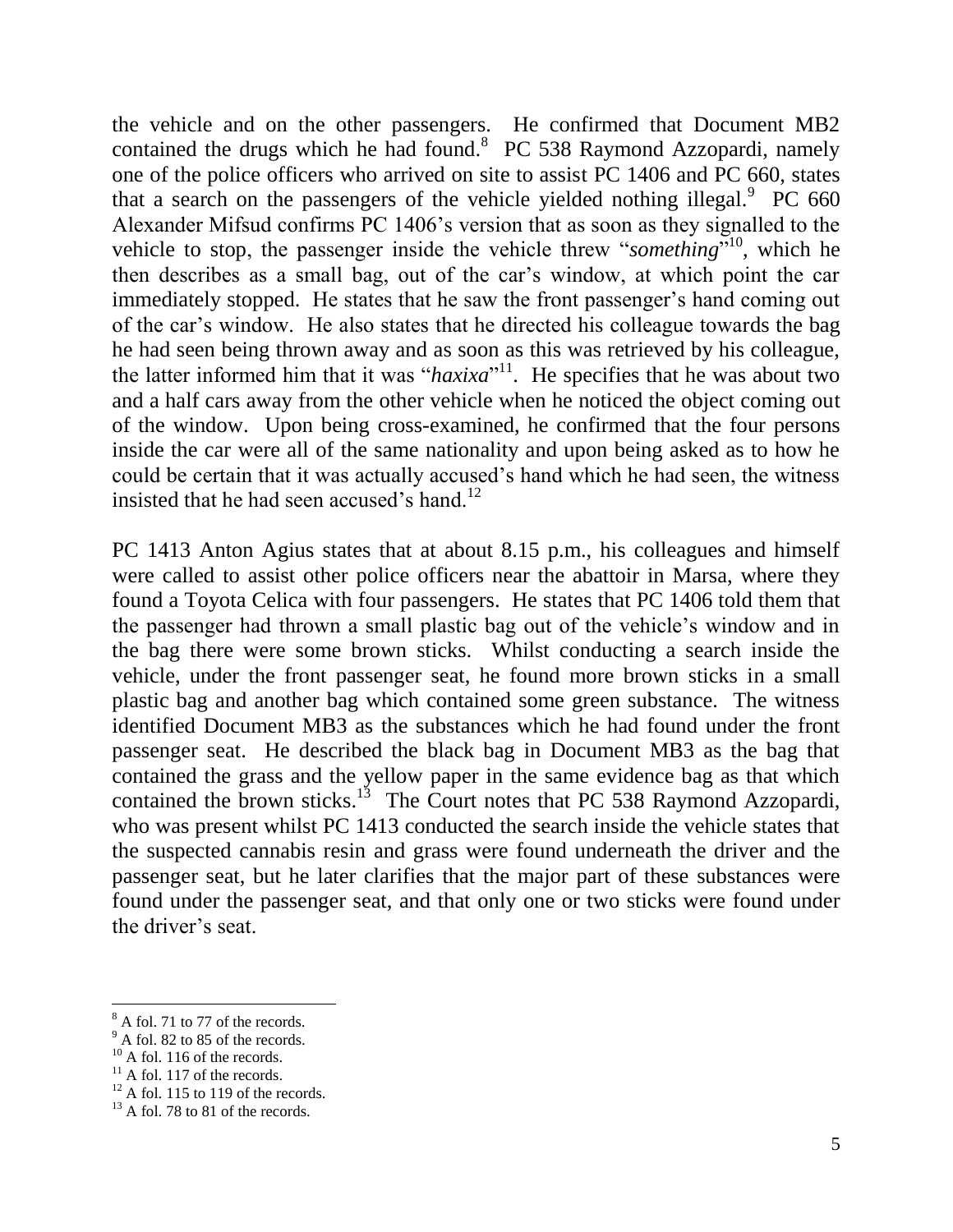the vehicle and on the other passengers. He confirmed that Document MB2 contained the drugs which he had found.[8] PC 538 Raymond Azzopardi, namely one of the police officers who arrived on site to assist PC 1406 and PC 660, states that a search on the passengers of the vehicle yielded nothing illegal.[9] PC 660 Alexander Mifsud confirms PC 1406's version that as soon as they signalled to the vehicle to stop, the passenger inside the vehicle threw "*something*"[10], which he then describes as a small bag, out of the car's window, at which point the car immediately stopped. He states that he saw the front passenger's hand coming out of the car's window. He also states that he directed his colleague towards the bag he had seen being thrown away and as soon as this was retrieved by his colleague, the latter informed him that it was "*haxixa*"[11]. He specifies that he was about two and a half cars away from the other vehicle when he noticed the object coming out of the window. Upon being cross-examined, he confirmed that the four persons inside the car were all of the same nationality and upon being asked as to how he could be certain that it was actually accused's hand which he had seen, the witness insisted that he had seen accused's hand.[12]

PC 1413 Anton Agius states that at about 8.15 p.m., his colleagues and himself were called to assist other police officers near the abattoir in Marsa, where they found a Toyota Celica with four passengers. He states that PC 1406 told them that the passenger had thrown a small plastic bag out of the vehicle's window and in the bag there were some brown sticks. Whilst conducting a search inside the vehicle, under the front passenger seat, he found more brown sticks in a small plastic bag and another bag which contained some green substance. The witness identified Document MB3 as the substances which he had found under the front passenger seat. He described the black bag in Document MB3 as the bag that contained the grass and the yellow paper in the same evidence bag as that which contained the brown sticks.[13] The Court notes that PC 538 Raymond Azzopardi, who was present whilst PC 1413 conducted the search inside the vehicle states that the suspected cannabis resin and grass were found underneath the driver and the passenger seat, but he later clarifies that the major part of these substances were found under the passenger seat, and that only one or two sticks were found under the driver's seat.

---

[8] A fol. 71 to 77 of the records.

[9] A fol. 82 to 85 of the records.

[10] A fol. 116 of the records.

[11] A fol. 117 of the records.

[12] A fol. 115 to 119 of the records.

[13] A fol. 78 to 81 of the records.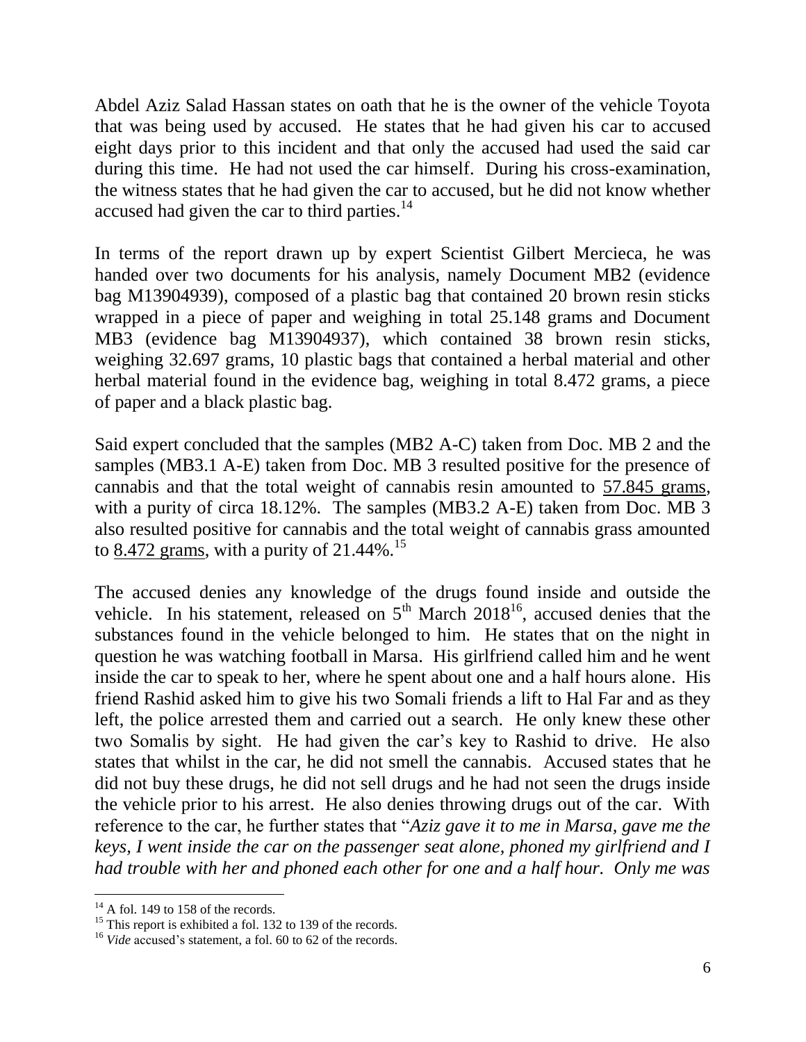Abdel Aziz Salad Hassan states on oath that he is the owner of the vehicle Toyota that was being used by accused. He states that he had given his car to accused eight days prior to this incident and that only the accused had used the said car during this time. He had not used the car himself. During his cross-examination, the witness states that he had given the car to accused, but he did not know whether accused had given the car to third parties.[14]

In terms of the report drawn up by expert Scientist Gilbert Mercieca, he was handed over two documents for his analysis, namely Document MB2 (evidence bag M13904939), composed of a plastic bag that contained 20 brown resin sticks wrapped in a piece of paper and weighing in total 25.148 grams and Document MB3 (evidence bag M13904937), which contained 38 brown resin sticks, weighing 32.697 grams, 10 plastic bags that contained a herbal material and other herbal material found in the evidence bag, weighing in total 8.472 grams, a piece of paper and a black plastic bag.

Said expert concluded that the samples (MB2 A-C) taken from Doc. MB 2 and the samples (MB3.1 A-E) taken from Doc. MB 3 resulted positive for the presence of cannabis and that the total weight of cannabis resin amounted to <u>57.845 grams</u>, with a purity of circa 18.12%. The samples (MB3.2 A-E) taken from Doc. MB 3 also resulted positive for cannabis and the total weight of cannabis grass amounted to <u>8.472 grams</u>, with a purity of 21.44%.[15]

The accused denies any knowledge of the drugs found inside and outside the vehicle. In his statement, released on 5th March 2018[16], accused denies that the substances found in the vehicle belonged to him. He states that on the night in question he was watching football in Marsa. His girlfriend called him and he went inside the car to speak to her, where he spent about one and a half hours alone. His friend Rashid asked him to give his two Somali friends a lift to Hal Far and as they left, the police arrested them and carried out a search. He only knew these other two Somalis by sight. He had given the car's key to Rashid to drive. He also states that whilst in the car, he did not smell the cannabis. Accused states that he did not buy these drugs, he did not sell drugs and he had not seen the drugs inside the vehicle prior to his arrest. He also denies throwing drugs out of the car. With reference to the car, he further states that "*Aziz gave it to me in Marsa, gave me the keys, I went inside the car on the passenger seat alone, phoned my girlfriend and I had trouble with her and phoned each other for one and a half hour. Only me was*

---

[14] A fol. 149 to 158 of the records.

[15] This report is exhibited a fol. 132 to 139 of the records.

[16] *Vide* accused's statement, a fol. 60 to 62 of the records.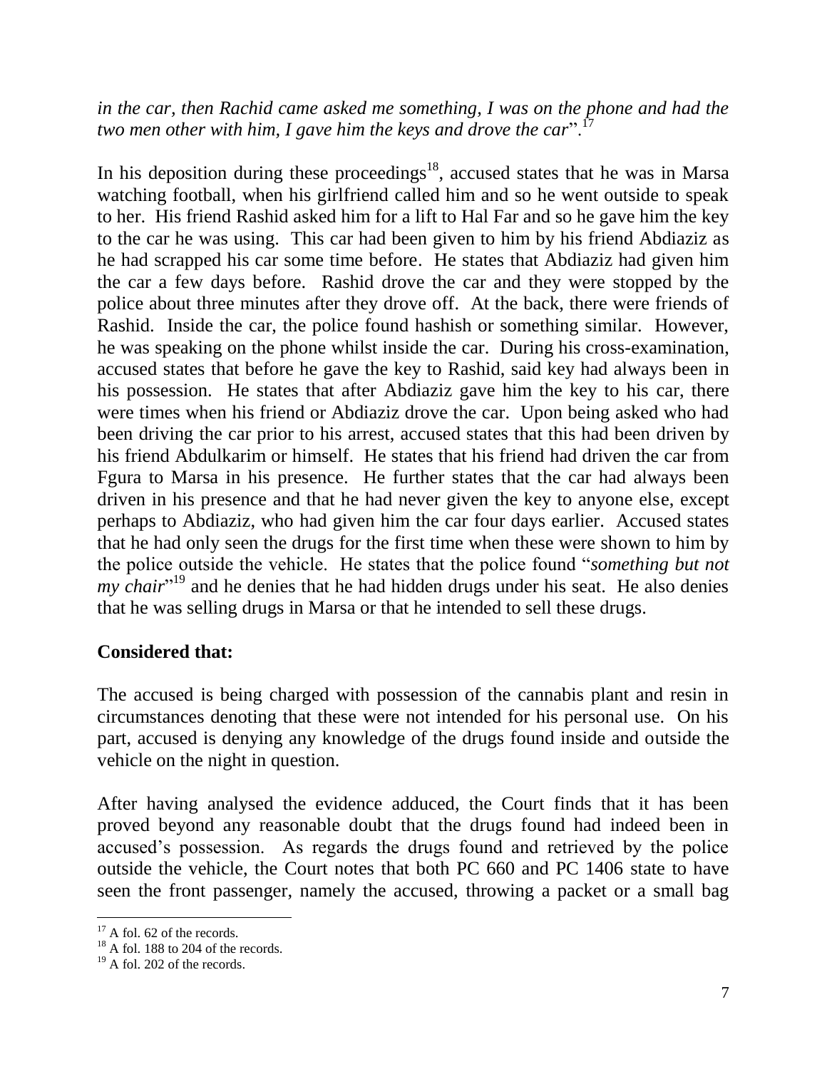*in the car, then Rachid came asked me something, I was on the phone and had the two men other with him, I gave him the keys and drove the car*".[17]

In his deposition during these proceedings[18], accused states that he was in Marsa watching football, when his girlfriend called him and so he went outside to speak to her. His friend Rashid asked him for a lift to Hal Far and so he gave him the key to the car he was using. This car had been given to him by his friend Abdiaziz as he had scrapped his car some time before. He states that Abdiaziz had given him the car a few days before. Rashid drove the car and they were stopped by the police about three minutes after they drove off. At the back, there were friends of Rashid. Inside the car, the police found hashish or something similar. However, he was speaking on the phone whilst inside the car. During his cross-examination, accused states that before he gave the key to Rashid, said key had always been in his possession. He states that after Abdiaziz gave him the key to his car, there were times when his friend or Abdiaziz drove the car. Upon being asked who had been driving the car prior to his arrest, accused states that this had been driven by his friend Abdulkarim or himself. He states that his friend had driven the car from Fgura to Marsa in his presence. He further states that the car had always been driven in his presence and that he had never given the key to anyone else, except perhaps to Abdiaziz, who had given him the car four days earlier. Accused states that he had only seen the drugs for the first time when these were shown to him by the police outside the vehicle. He states that the police found "*something but not my chair*"[19] and he denies that he had hidden drugs under his seat. He also denies that he was selling drugs in Marsa or that he intended to sell these drugs.

**Considered that:**

The accused is being charged with possession of the cannabis plant and resin in circumstances denoting that these were not intended for his personal use. On his part, accused is denying any knowledge of the drugs found inside and outside the vehicle on the night in question.

After having analysed the evidence adduced, the Court finds that it has been proved beyond any reasonable doubt that the drugs found had indeed been in accused's possession. As regards the drugs found and retrieved by the police outside the vehicle, the Court notes that both PC 660 and PC 1406 state to have seen the front passenger, namely the accused, throwing a packet or a small bag

[17] A fol. 62 of the records.

[18] A fol. 188 to 204 of the records.

[19] A fol. 202 of the records.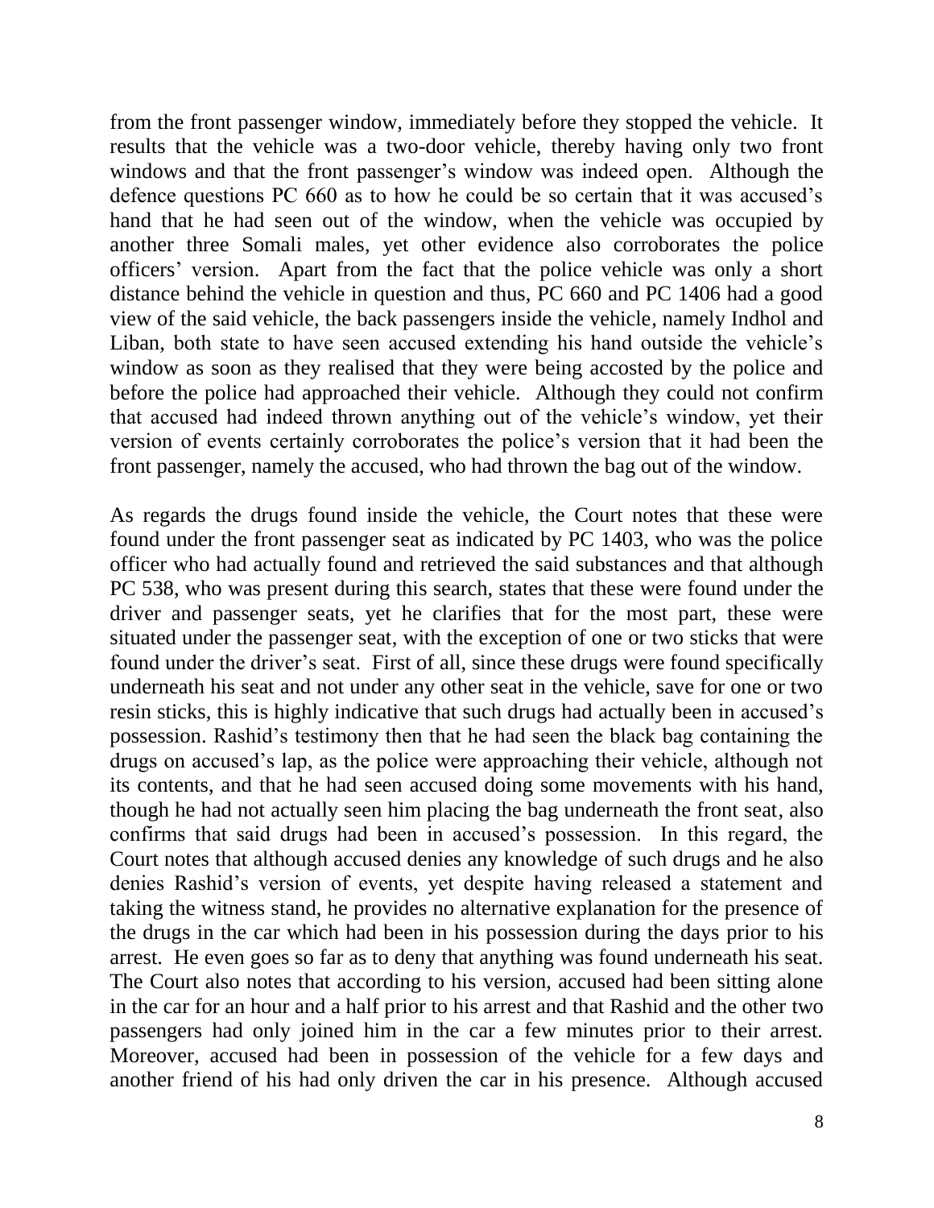from the front passenger window, immediately before they stopped the vehicle. It results that the vehicle was a two-door vehicle, thereby having only two front windows and that the front passenger's window was indeed open. Although the defence questions PC 660 as to how he could be so certain that it was accused's hand that he had seen out of the window, when the vehicle was occupied by another three Somali males, yet other evidence also corroborates the police officers' version. Apart from the fact that the police vehicle was only a short distance behind the vehicle in question and thus, PC 660 and PC 1406 had a good view of the said vehicle, the back passengers inside the vehicle, namely Indhol and Liban, both state to have seen accused extending his hand outside the vehicle's window as soon as they realised that they were being accosted by the police and before the police had approached their vehicle. Although they could not confirm that accused had indeed thrown anything out of the vehicle's window, yet their version of events certainly corroborates the police's version that it had been the front passenger, namely the accused, who had thrown the bag out of the window.

As regards the drugs found inside the vehicle, the Court notes that these were found under the front passenger seat as indicated by PC 1403, who was the police officer who had actually found and retrieved the said substances and that although PC 538, who was present during this search, states that these were found under the driver and passenger seats, yet he clarifies that for the most part, these were situated under the passenger seat, with the exception of one or two sticks that were found under the driver's seat. First of all, since these drugs were found specifically underneath his seat and not under any other seat in the vehicle, save for one or two resin sticks, this is highly indicative that such drugs had actually been in accused's possession. Rashid's testimony then that he had seen the black bag containing the drugs on accused's lap, as the police were approaching their vehicle, although not its contents, and that he had seen accused doing some movements with his hand, though he had not actually seen him placing the bag underneath the front seat, also confirms that said drugs had been in accused's possession. In this regard, the Court notes that although accused denies any knowledge of such drugs and he also denies Rashid's version of events, yet despite having released a statement and taking the witness stand, he provides no alternative explanation for the presence of the drugs in the car which had been in his possession during the days prior to his arrest. He even goes so far as to deny that anything was found underneath his seat. The Court also notes that according to his version, accused had been sitting alone in the car for an hour and a half prior to his arrest and that Rashid and the other two passengers had only joined him in the car a few minutes prior to their arrest. Moreover, accused had been in possession of the vehicle for a few days and another friend of his had only driven the car in his presence. Although accused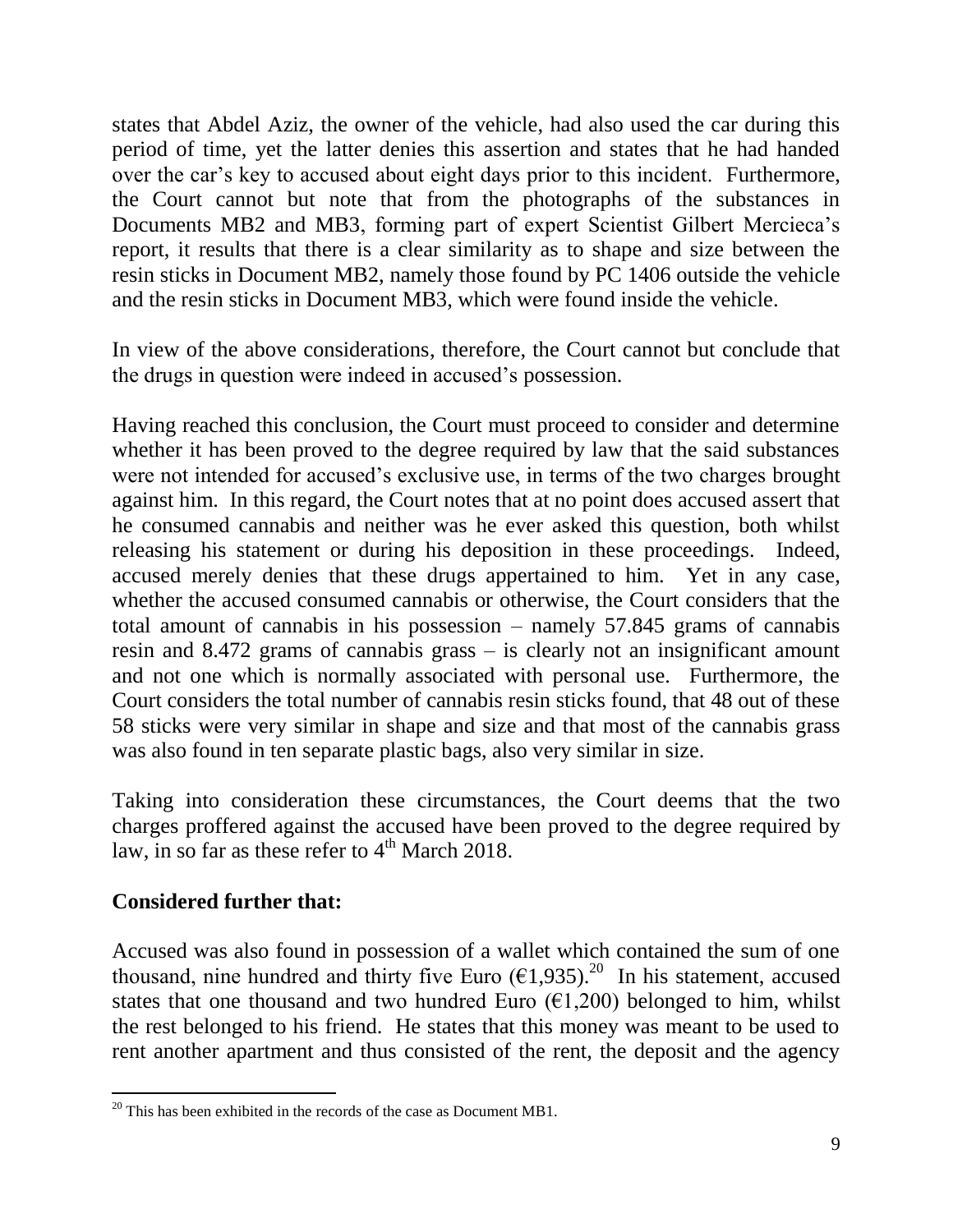states that Abdel Aziz, the owner of the vehicle, had also used the car during this period of time, yet the latter denies this assertion and states that he had handed over the car's key to accused about eight days prior to this incident. Furthermore, the Court cannot but note that from the photographs of the substances in Documents MB2 and MB3, forming part of expert Scientist Gilbert Mercieca's report, it results that there is a clear similarity as to shape and size between the resin sticks in Document MB2, namely those found by PC 1406 outside the vehicle and the resin sticks in Document MB3, which were found inside the vehicle.

In view of the above considerations, therefore, the Court cannot but conclude that the drugs in question were indeed in accused's possession.

Having reached this conclusion, the Court must proceed to consider and determine whether it has been proved to the degree required by law that the said substances were not intended for accused's exclusive use, in terms of the two charges brought against him. In this regard, the Court notes that at no point does accused assert that he consumed cannabis and neither was he ever asked this question, both whilst releasing his statement or during his deposition in these proceedings. Indeed, accused merely denies that these drugs appertained to him. Yet in any case, whether the accused consumed cannabis or otherwise, the Court considers that the total amount of cannabis in his possession – namely 57.845 grams of cannabis resin and 8.472 grams of cannabis grass – is clearly not an insignificant amount and not one which is normally associated with personal use. Furthermore, the Court considers the total number of cannabis resin sticks found, that 48 out of these 58 sticks were very similar in shape and size and that most of the cannabis grass was also found in ten separate plastic bags, also very similar in size.

Taking into consideration these circumstances, the Court deems that the two charges proffered against the accused have been proved to the degree required by law, in so far as these refer to 4th March 2018.

**Considered further that:**

Accused was also found in possession of a wallet which contained the sum of one thousand, nine hundred and thirty five Euro (€1,935).[20] In his statement, accused states that one thousand and two hundred Euro (€1,200) belonged to him, whilst the rest belonged to his friend. He states that this money was meant to be used to rent another apartment and thus consisted of the rent, the deposit and the agency

---

[20] This has been exhibited in the records of the case as Document MB1.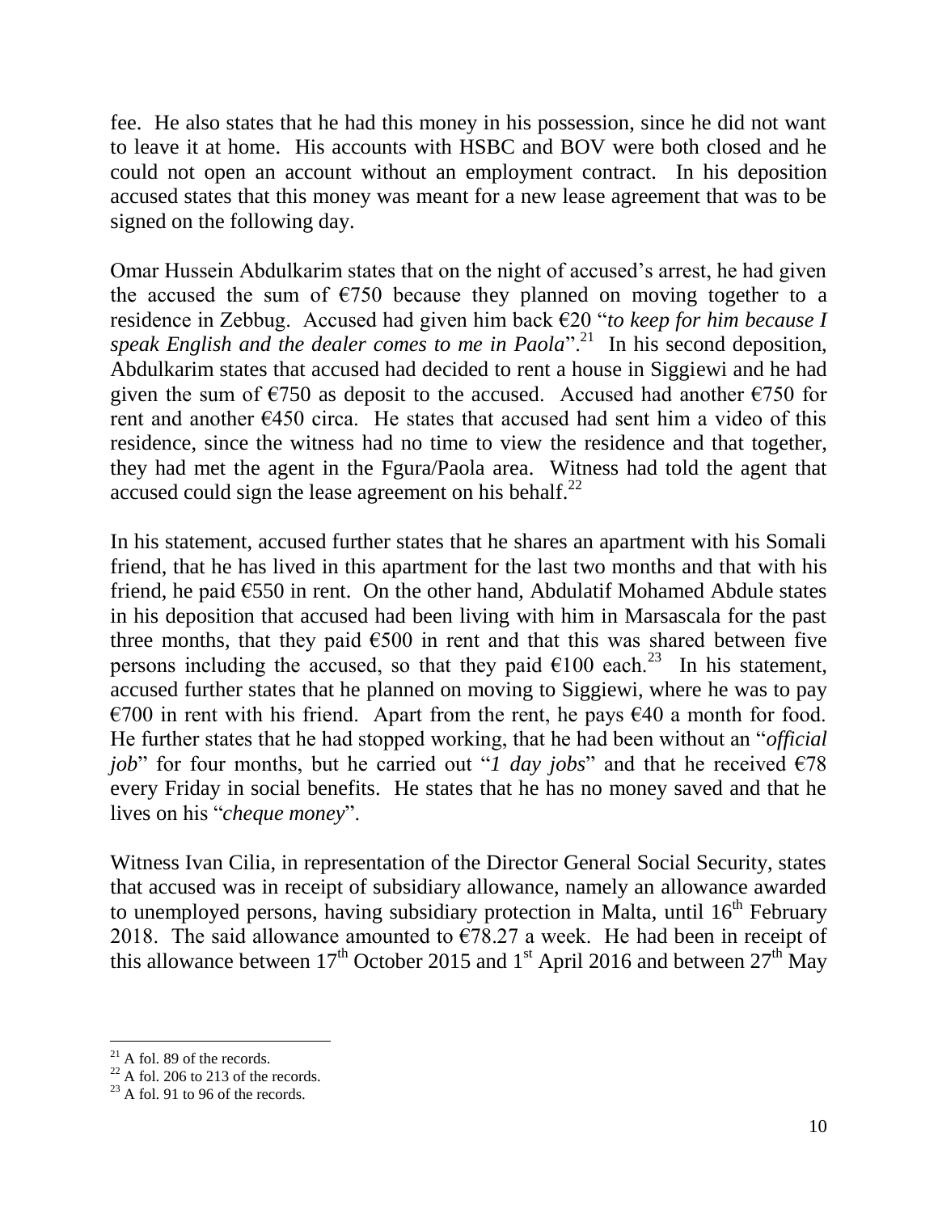fee. He also states that he had this money in his possession, since he did not want to leave it at home. His accounts with HSBC and BOV were both closed and he could not open an account without an employment contract. In his deposition accused states that this money was meant for a new lease agreement that was to be signed on the following day.

Omar Hussein Abdulkarim states that on the night of accused's arrest, he had given the accused the sum of €750 because they planned on moving together to a residence in Zebbug. Accused had given him back €20 "*to keep for him because I speak English and the dealer comes to me in Paola*".[21] In his second deposition, Abdulkarim states that accused had decided to rent a house in Siggiewi and he had given the sum of €750 as deposit to the accused. Accused had another €750 for rent and another €450 circa. He states that accused had sent him a video of this residence, since the witness had no time to view the residence and that together, they had met the agent in the Fgura/Paola area. Witness had told the agent that accused could sign the lease agreement on his behalf.[22]

In his statement, accused further states that he shares an apartment with his Somali friend, that he has lived in this apartment for the last two months and that with his friend, he paid €550 in rent. On the other hand, Abdulatif Mohamed Abdule states in his deposition that accused had been living with him in Marsascala for the past three months, that they paid €500 in rent and that this was shared between five persons including the accused, so that they paid €100 each.[23] In his statement, accused further states that he planned on moving to Siggiewi, where he was to pay €700 in rent with his friend. Apart from the rent, he pays €40 a month for food. He further states that he had stopped working, that he had been without an "*official job*" for four months, but he carried out "*1 day jobs*" and that he received €78 every Friday in social benefits. He states that he has no money saved and that he lives on his "*cheque money*".

Witness Ivan Cilia, in representation of the Director General Social Security, states that accused was in receipt of subsidiary allowance, namely an allowance awarded to unemployed persons, having subsidiary protection in Malta, until 16th February 2018. The said allowance amounted to €78.27 a week. He had been in receipt of this allowance between 17th October 2015 and 1st April 2016 and between 27th May

---

[21] A fol. 89 of the records.

[22] A fol. 206 to 213 of the records.

[23] A fol. 91 to 96 of the records.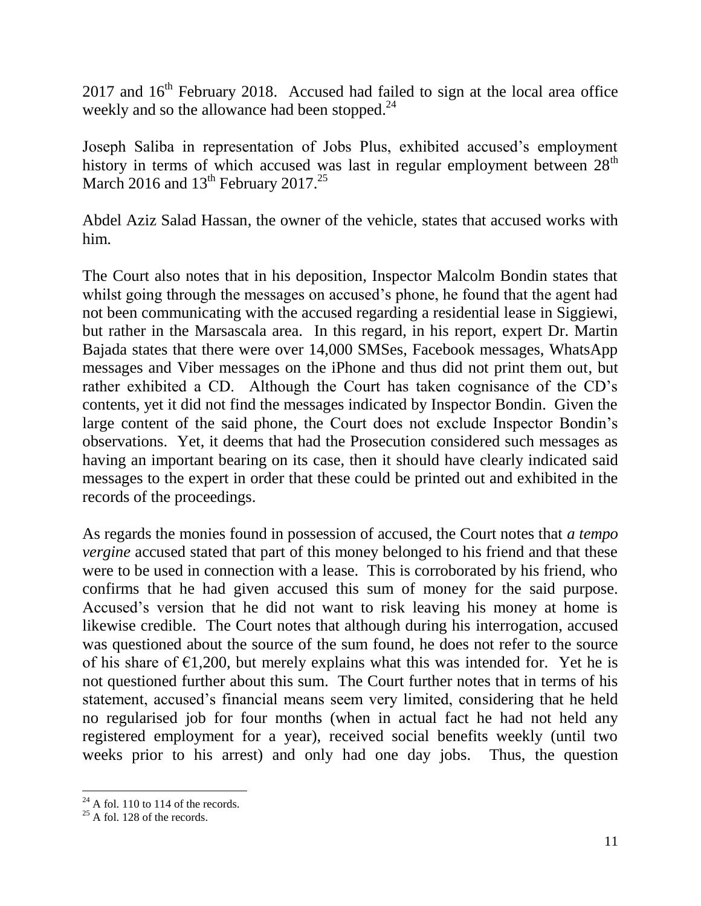2017 and 16th February 2018. Accused had failed to sign at the local area office weekly and so the allowance had been stopped.[24]

Joseph Saliba in representation of Jobs Plus, exhibited accused's employment history in terms of which accused was last in regular employment between 28th March 2016 and 13th February 2017.[25]

Abdel Aziz Salad Hassan, the owner of the vehicle, states that accused works with him.

The Court also notes that in his deposition, Inspector Malcolm Bondin states that whilst going through the messages on accused's phone, he found that the agent had not been communicating with the accused regarding a residential lease in Siggiewi, but rather in the Marsascala area. In this regard, in his report, expert Dr. Martin Bajada states that there were over 14,000 SMSes, Facebook messages, WhatsApp messages and Viber messages on the iPhone and thus did not print them out, but rather exhibited a CD. Although the Court has taken cognisance of the CD's contents, yet it did not find the messages indicated by Inspector Bondin. Given the large content of the said phone, the Court does not exclude Inspector Bondin's observations. Yet, it deems that had the Prosecution considered such messages as having an important bearing on its case, then it should have clearly indicated said messages to the expert in order that these could be printed out and exhibited in the records of the proceedings.

As regards the monies found in possession of accused, the Court notes that *a tempo vergine* accused stated that part of this money belonged to his friend and that these were to be used in connection with a lease. This is corroborated by his friend, who confirms that he had given accused this sum of money for the said purpose. Accused's version that he did not want to risk leaving his money at home is likewise credible. The Court notes that although during his interrogation, accused was questioned about the source of the sum found, he does not refer to the source of his share of €1,200, but merely explains what this was intended for. Yet he is not questioned further about this sum. The Court further notes that in terms of his statement, accused's financial means seem very limited, considering that he held no regularised job for four months (when in actual fact he had not held any registered employment for a year), received social benefits weekly (until two weeks prior to his arrest) and only had one day jobs. Thus, the question

---

[24] A fol. 110 to 114 of the records.

[25] A fol. 128 of the records.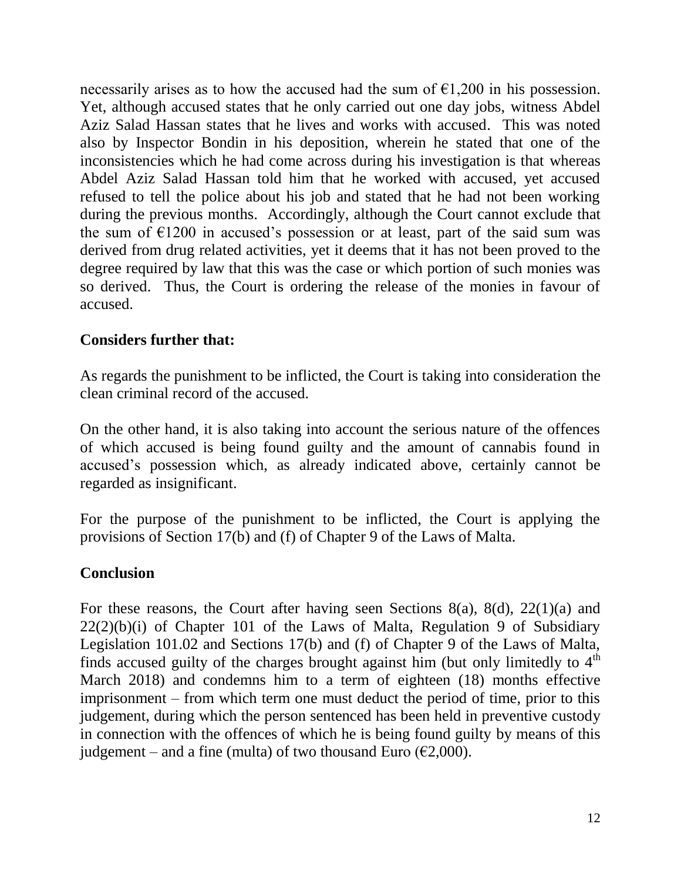necessarily arises as to how the accused had the sum of €1,200 in his possession. Yet, although accused states that he only carried out one day jobs, witness Abdel Aziz Salad Hassan states that he lives and works with accused. This was noted also by Inspector Bondin in his deposition, wherein he stated that one of the inconsistencies which he had come across during his investigation is that whereas Abdel Aziz Salad Hassan told him that he worked with accused, yet accused refused to tell the police about his job and stated that he had not been working during the previous months. Accordingly, although the Court cannot exclude that the sum of €1200 in accused's possession or at least, part of the said sum was derived from drug related activities, yet it deems that it has not been proved to the degree required by law that this was the case or which portion of such monies was so derived. Thus, the Court is ordering the release of the monies in favour of accused.

**Considers further that:**

As regards the punishment to be inflicted, the Court is taking into consideration the clean criminal record of the accused.

On the other hand, it is also taking into account the serious nature of the offences of which accused is being found guilty and the amount of cannabis found in accused's possession which, as already indicated above, certainly cannot be regarded as insignificant.

For the purpose of the punishment to be inflicted, the Court is applying the provisions of Section 17(b) and (f) of Chapter 9 of the Laws of Malta.

**Conclusion**

For these reasons, the Court after having seen Sections 8(a), 8(d), 22(1)(a) and 22(2)(b)(i) of Chapter 101 of the Laws of Malta, Regulation 9 of Subsidiary Legislation 101.02 and Sections 17(b) and (f) of Chapter 9 of the Laws of Malta, finds accused guilty of the charges brought against him (but only limitedly to 4th March 2018) and condemns him to a term of eighteen (18) months effective imprisonment – from which term one must deduct the period of time, prior to this judgement, during which the person sentenced has been held in preventive custody in connection with the offences of which he is being found guilty by means of this judgement – and a fine (multa) of two thousand Euro (€2,000).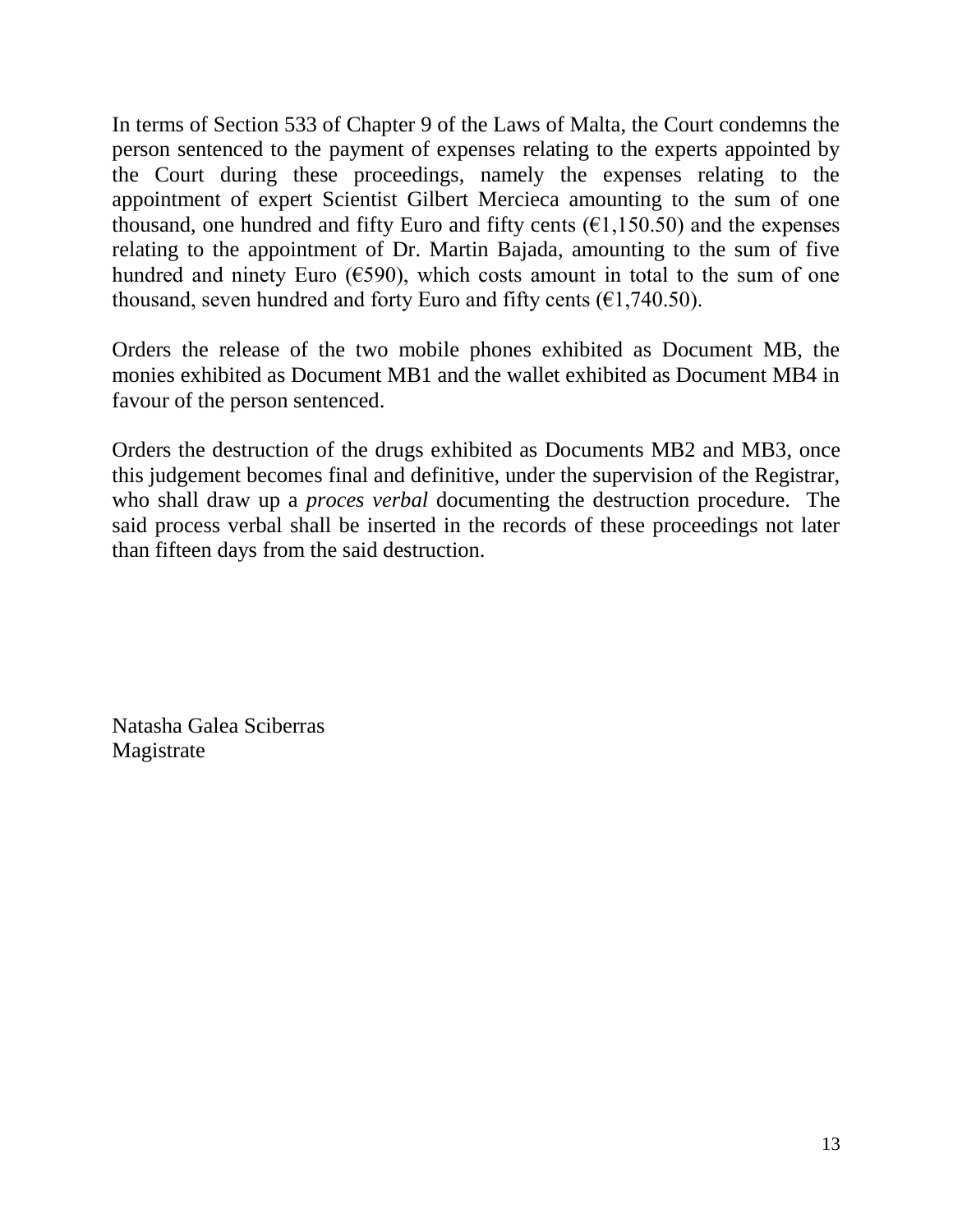In terms of Section 533 of Chapter 9 of the Laws of Malta, the Court condemns the person sentenced to the payment of expenses relating to the experts appointed by the Court during these proceedings, namely the expenses relating to the appointment of expert Scientist Gilbert Mercieca amounting to the sum of one thousand, one hundred and fifty Euro and fifty cents (€1,150.50) and the expenses relating to the appointment of Dr. Martin Bajada, amounting to the sum of five hundred and ninety Euro (€590), which costs amount in total to the sum of one thousand, seven hundred and forty Euro and fifty cents (€1,740.50).

Orders the release of the two mobile phones exhibited as Document MB, the monies exhibited as Document MB1 and the wallet exhibited as Document MB4 in favour of the person sentenced.

Orders the destruction of the drugs exhibited as Documents MB2 and MB3, once this judgement becomes final and definitive, under the supervision of the Registrar, who shall draw up a *proces verbal* documenting the destruction procedure. The said process verbal shall be inserted in the records of these proceedings not later than fifteen days from the said destruction.

Natasha Galea Sciberras
Magistrate